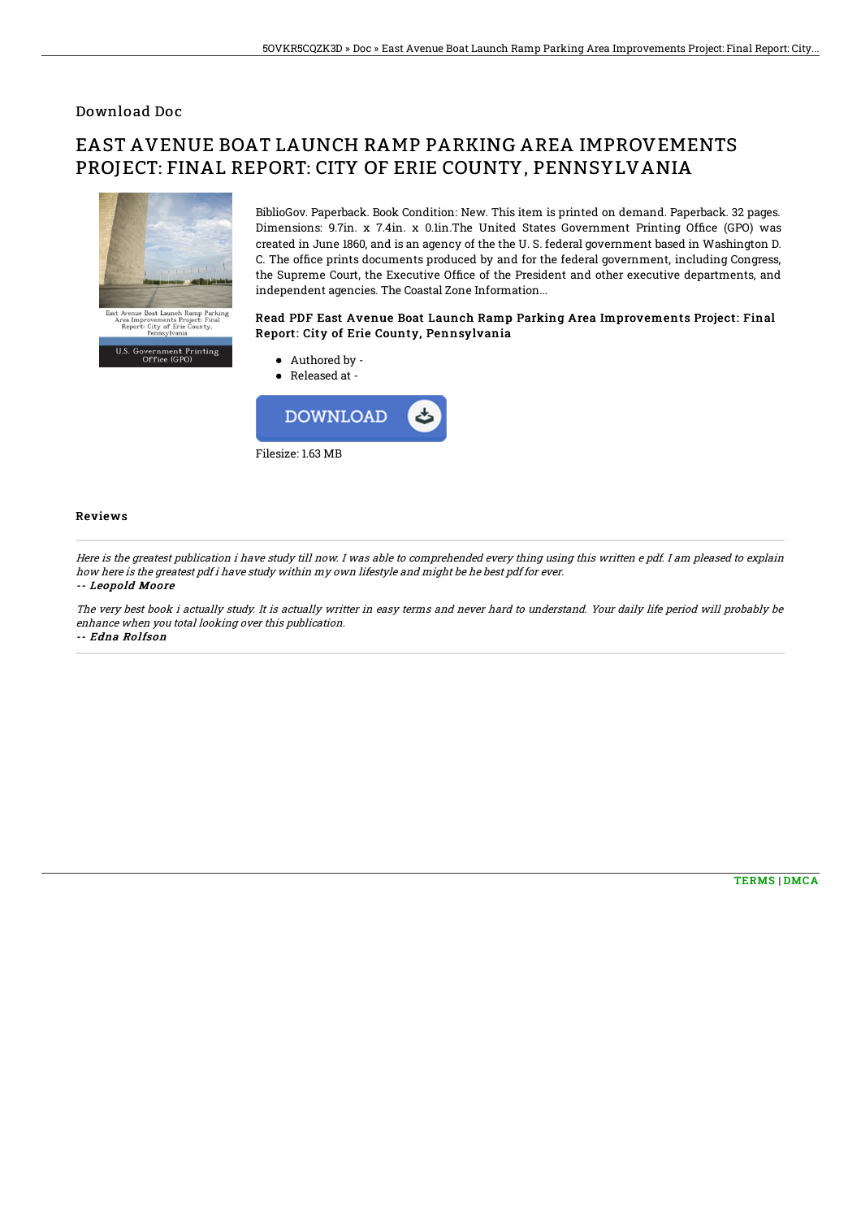# Download Doc

# EAST AVENUE BOAT LAUNCH RAMP PARKING AREA IMPROVEMENTS PROJECT: FINAL REPORT: CITY OF ERIE COUNTY, PENNSYLVANIA

East Avenue Boat Launch Ramp Parking Area Improvements Project: Final Report: City of Erie County, Pennsylvania

U.S. Government Printing Office (GPO)

BiblioGov. Paperback. Book Condition: New. This item is printed on demand. Paperback. 32 pages. Dimensions: 9.7in. x 7.4in. x 0.1in.The United States Government Printing Office (GPO) was created in June 1860, and is an agency of the the U. S. federal government based in Washington D. C. The office prints documents produced by and for the federal government, including Congress, the Supreme Court, the Executive Office of the President and other executive departments, and independent agencies. The Coastal Zone Information...

### Read PDF East Avenue Boat Launch Ramp Parking Area Improvements Project: Final Report: City of Erie County, Pennsylvania

- Authored by -
- Released at -

DOWNLOAD

Filesize: 1.63 MB

## Reviews

*Here is the greatest publication i have study till now. I was able to comprehended every thing using this written e pdf. I am pleased to explain how here is the greatest pdf i have study within my own lifestyle and might be he best pdf for ever.*

*-- Leopold Moore*

*The very best book i actually study. It is actually writter in easy terms and never hard to understand. Your daily life period will probably be enhance when you total looking over this publication.*

*-- Edna Rolfson*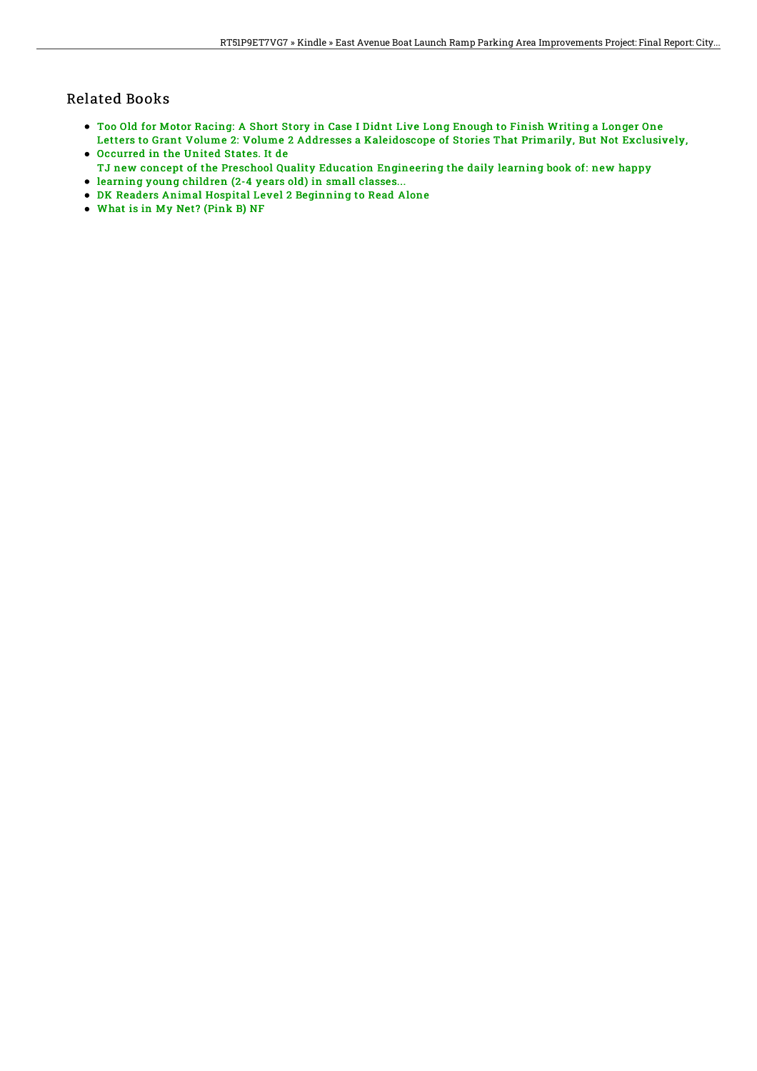## Related Books

- Too Old for Motor Racing: A Short Story in Case I Didnt Live Long Enough to Finish Writing a Longer One
- Letters to Grant Volume 2: Volume 2 Addresses a Kaleidoscope of Stories That Primarily, But Not Exclusively, Occurred in the United States. It de
- TJ new concept of the Preschool Quality Education Engineering the daily learning book of: new happy learning young children (2-4 years old) in small classes...
- DK Readers Animal Hospital Level 2 Beginning to Read Alone
- What is in My Net? (Pink B) NF